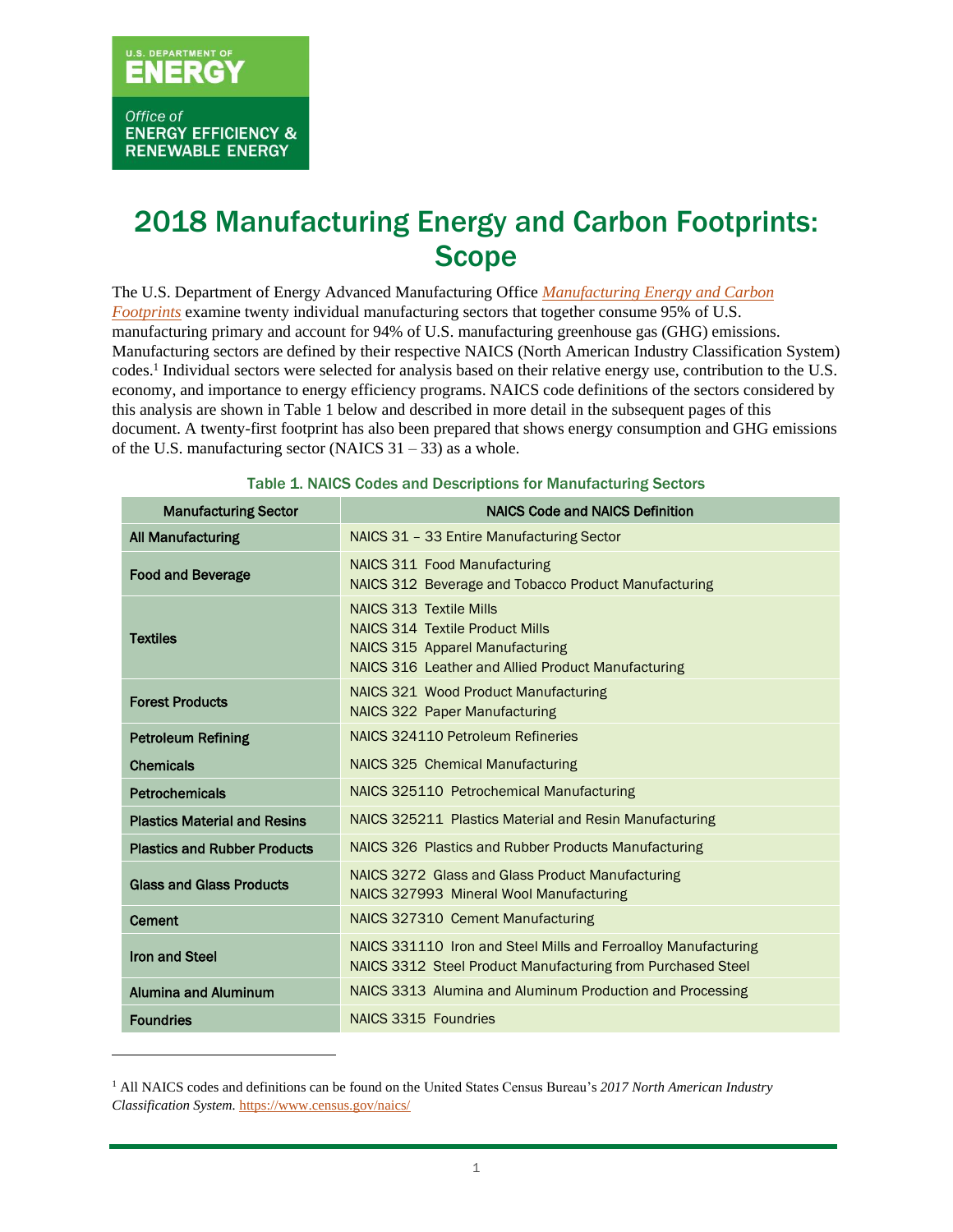U.S. DEPARTMENT OF ENERGY

Office of ENERGY EFFICIENCY & RENEWABLE ENERGY

# 2018 Manufacturing Energy and Carbon Footprints: Scope

The U.S. Department of Energy Advanced Manufacturing Office *Manufacturing Energy and Carbon Footprints* examine twenty individual manufacturing sectors that together consume 95% of U.S. manufacturing primary and account for 94% of U.S. manufacturing greenhouse gas (GHG) emissions. Manufacturing sectors are defined by their respective NAICS (North American Industry Classification System) codes.[1] Individual sectors were selected for analysis based on their relative energy use, contribution to the U.S. economy, and importance to energy efficiency programs. NAICS code definitions of the sectors considered by this analysis are shown in Table 1 below and described in more detail in the subsequent pages of this document. A twenty-first footprint has also been prepared that shows energy consumption and GHG emissions of the U.S. manufacturing sector (NAICS 31 – 33) as a whole.

**Table 1. NAICS Codes and Descriptions for Manufacturing Sectors**

| Manufacturing Sector | NAICS Code and NAICS Definition |
|---|---|
| **All Manufacturing** | NAICS 31 – 33 Entire Manufacturing Sector |
| **Food and Beverage** | NAICS 311 Food Manufacturing<br>NAICS 312 Beverage and Tobacco Product Manufacturing |
| **Textiles** | NAICS 313 Textile Mills<br>NAICS 314 Textile Product Mills<br>NAICS 315 Apparel Manufacturing<br>NAICS 316 Leather and Allied Product Manufacturing |
| **Forest Products** | NAICS 321 Wood Product Manufacturing<br>NAICS 322 Paper Manufacturing |
| **Petroleum Refining** | NAICS 324110 Petroleum Refineries |
| **Chemicals** | NAICS 325 Chemical Manufacturing |
| **Petrochemicals** | NAICS 325110 Petrochemical Manufacturing |
| **Plastics Material and Resins** | NAICS 325211 Plastics Material and Resin Manufacturing |
| **Plastics and Rubber Products** | NAICS 326 Plastics and Rubber Products Manufacturing |
| **Glass and Glass Products** | NAICS 3272 Glass and Glass Product Manufacturing<br>NAICS 327993 Mineral Wool Manufacturing |
| **Cement** | NAICS 327310 Cement Manufacturing |
| **Iron and Steel** | NAICS 331110 Iron and Steel Mills and Ferroalloy Manufacturing<br>NAICS 3312 Steel Product Manufacturing from Purchased Steel |
| **Alumina and Aluminum** | NAICS 3313 Alumina and Aluminum Production and Processing |
| **Foundries** | NAICS 3315 Foundries |

[1] All NAICS codes and definitions can be found on the United States Census Bureau's *2017 North American Industry Classification System.* https://www.census.gov/naics/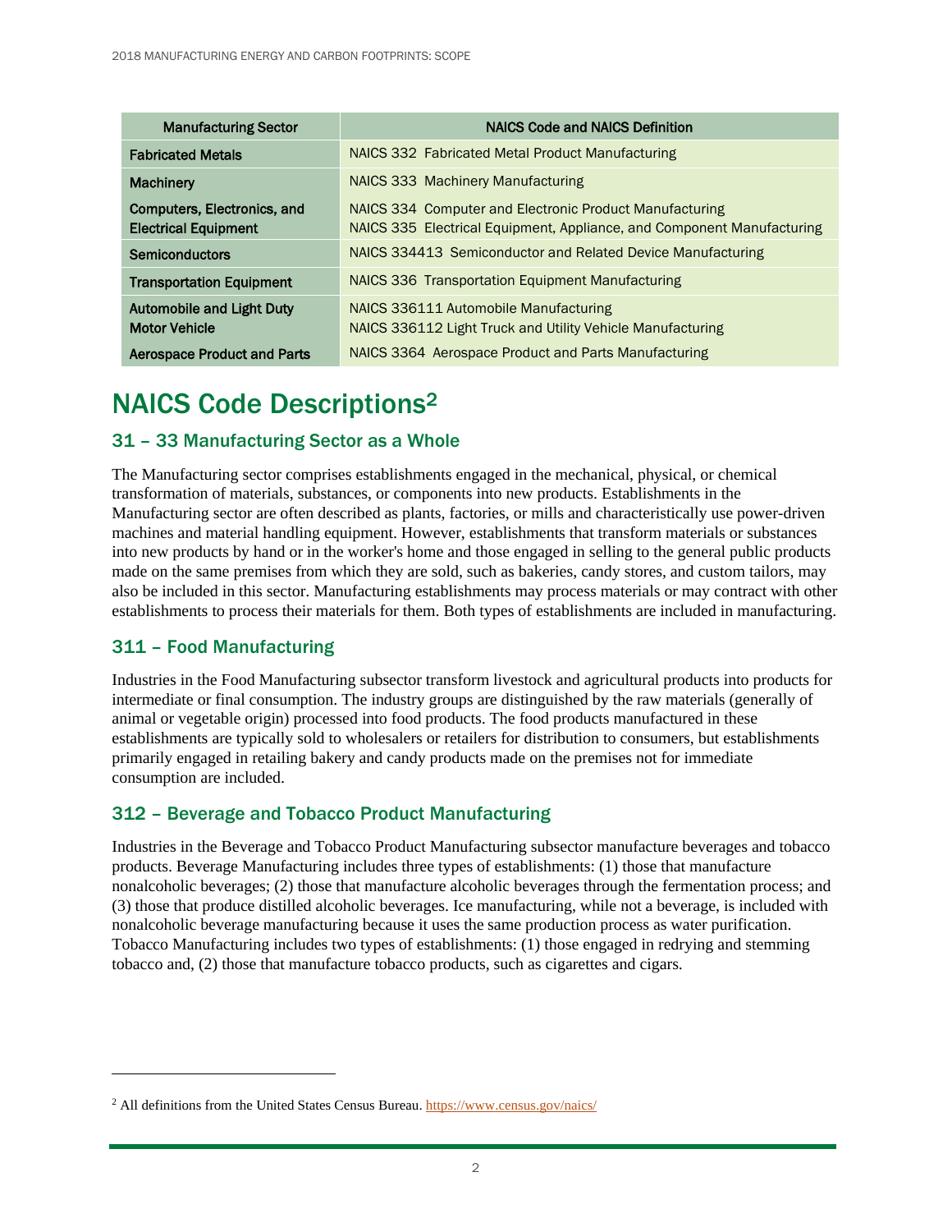| Manufacturing Sector | NAICS Code and NAICS Definition |
| --- | --- |
| **Fabricated Metals** | NAICS 332 Fabricated Metal Product Manufacturing |
| **Machinery** | NAICS 333 Machinery Manufacturing |
| **Computers, Electronics, and Electrical Equipment** | NAICS 334 Computer and Electronic Product Manufacturing<br>NAICS 335 Electrical Equipment, Appliance, and Component Manufacturing |
| **Semiconductors** | NAICS 334413 Semiconductor and Related Device Manufacturing |
| **Transportation Equipment** | NAICS 336 Transportation Equipment Manufacturing |
| **Automobile and Light Duty Motor Vehicle** | NAICS 336111 Automobile Manufacturing<br>NAICS 336112 Light Truck and Utility Vehicle Manufacturing |
| **Aerospace Product and Parts** | NAICS 3364 Aerospace Product and Parts Manufacturing |

# NAICS Code Descriptions[2]

## 31 – 33 Manufacturing Sector as a Whole

The Manufacturing sector comprises establishments engaged in the mechanical, physical, or chemical transformation of materials, substances, or components into new products. Establishments in the Manufacturing sector are often described as plants, factories, or mills and characteristically use power-driven machines and material handling equipment. However, establishments that transform materials or substances into new products by hand or in the worker's home and those engaged in selling to the general public products made on the same premises from which they are sold, such as bakeries, candy stores, and custom tailors, may also be included in this sector. Manufacturing establishments may process materials or may contract with other establishments to process their materials for them. Both types of establishments are included in manufacturing.

## 311 – Food Manufacturing

Industries in the Food Manufacturing subsector transform livestock and agricultural products into products for intermediate or final consumption. The industry groups are distinguished by the raw materials (generally of animal or vegetable origin) processed into food products. The food products manufactured in these establishments are typically sold to wholesalers or retailers for distribution to consumers, but establishments primarily engaged in retailing bakery and candy products made on the premises not for immediate consumption are included.

## 312 – Beverage and Tobacco Product Manufacturing

Industries in the Beverage and Tobacco Product Manufacturing subsector manufacture beverages and tobacco products. Beverage Manufacturing includes three types of establishments: (1) those that manufacture nonalcoholic beverages; (2) those that manufacture alcoholic beverages through the fermentation process; and (3) those that produce distilled alcoholic beverages. Ice manufacturing, while not a beverage, is included with nonalcoholic beverage manufacturing because it uses the same production process as water purification. Tobacco Manufacturing includes two types of establishments: (1) those engaged in redrying and stemming tobacco and, (2) those that manufacture tobacco products, such as cigarettes and cigars.

[2] All definitions from the United States Census Bureau. https://www.census.gov/naics/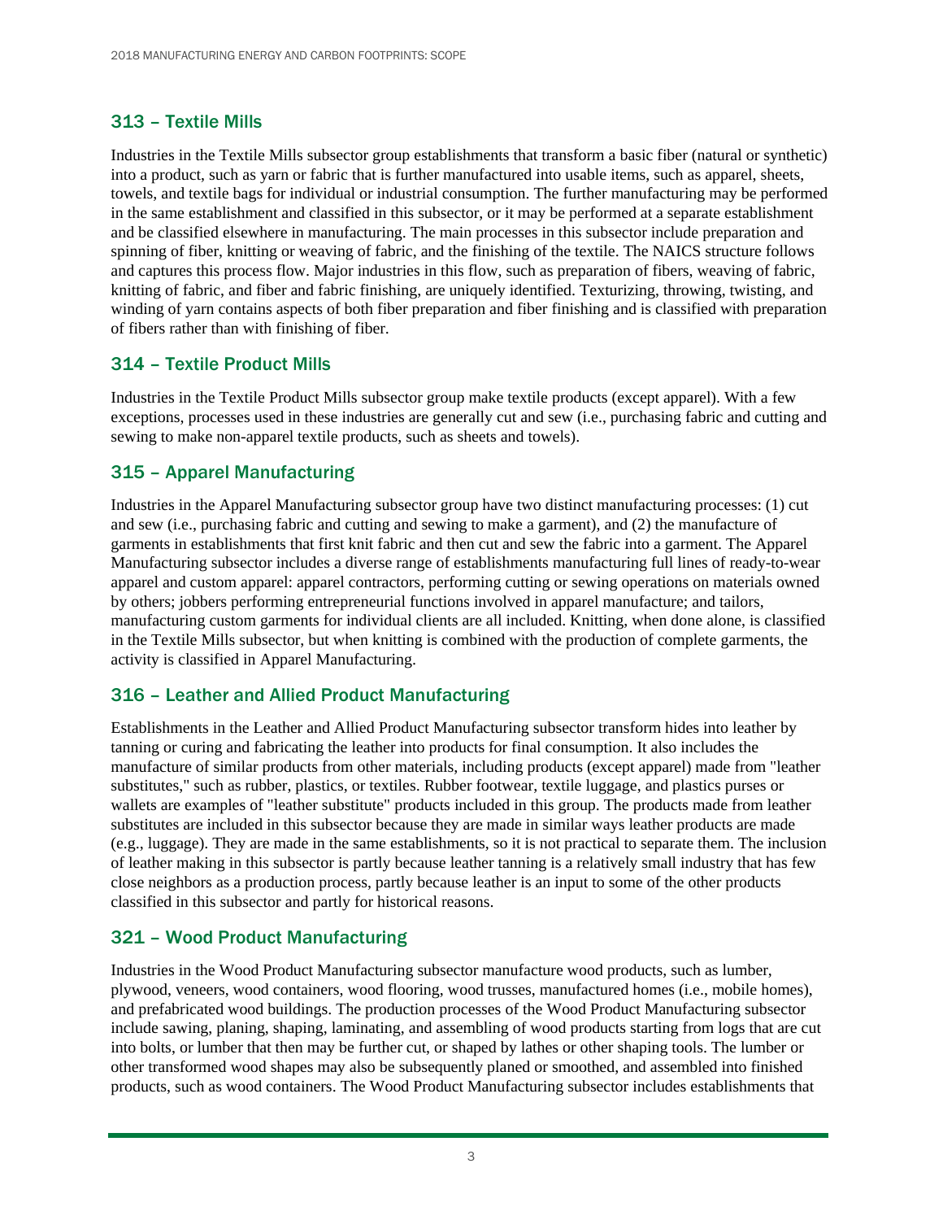## 313 – Textile Mills

Industries in the Textile Mills subsector group establishments that transform a basic fiber (natural or synthetic) into a product, such as yarn or fabric that is further manufactured into usable items, such as apparel, sheets, towels, and textile bags for individual or industrial consumption. The further manufacturing may be performed in the same establishment and classified in this subsector, or it may be performed at a separate establishment and be classified elsewhere in manufacturing. The main processes in this subsector include preparation and spinning of fiber, knitting or weaving of fabric, and the finishing of the textile. The NAICS structure follows and captures this process flow. Major industries in this flow, such as preparation of fibers, weaving of fabric, knitting of fabric, and fiber and fabric finishing, are uniquely identified. Texturizing, throwing, twisting, and winding of yarn contains aspects of both fiber preparation and fiber finishing and is classified with preparation of fibers rather than with finishing of fiber.

## 314 – Textile Product Mills

Industries in the Textile Product Mills subsector group make textile products (except apparel). With a few exceptions, processes used in these industries are generally cut and sew (i.e., purchasing fabric and cutting and sewing to make non-apparel textile products, such as sheets and towels).

## 315 – Apparel Manufacturing

Industries in the Apparel Manufacturing subsector group have two distinct manufacturing processes: (1) cut and sew (i.e., purchasing fabric and cutting and sewing to make a garment), and (2) the manufacture of garments in establishments that first knit fabric and then cut and sew the fabric into a garment. The Apparel Manufacturing subsector includes a diverse range of establishments manufacturing full lines of ready-to-wear apparel and custom apparel: apparel contractors, performing cutting or sewing operations on materials owned by others; jobbers performing entrepreneurial functions involved in apparel manufacture; and tailors, manufacturing custom garments for individual clients are all included. Knitting, when done alone, is classified in the Textile Mills subsector, but when knitting is combined with the production of complete garments, the activity is classified in Apparel Manufacturing.

## 316 – Leather and Allied Product Manufacturing

Establishments in the Leather and Allied Product Manufacturing subsector transform hides into leather by tanning or curing and fabricating the leather into products for final consumption. It also includes the manufacture of similar products from other materials, including products (except apparel) made from "leather substitutes," such as rubber, plastics, or textiles. Rubber footwear, textile luggage, and plastics purses or wallets are examples of "leather substitute" products included in this group. The products made from leather substitutes are included in this subsector because they are made in similar ways leather products are made (e.g., luggage). They are made in the same establishments, so it is not practical to separate them. The inclusion of leather making in this subsector is partly because leather tanning is a relatively small industry that has few close neighbors as a production process, partly because leather is an input to some of the other products classified in this subsector and partly for historical reasons.

## 321 – Wood Product Manufacturing

Industries in the Wood Product Manufacturing subsector manufacture wood products, such as lumber, plywood, veneers, wood containers, wood flooring, wood trusses, manufactured homes (i.e., mobile homes), and prefabricated wood buildings. The production processes of the Wood Product Manufacturing subsector include sawing, planing, shaping, laminating, and assembling of wood products starting from logs that are cut into bolts, or lumber that then may be further cut, or shaped by lathes or other shaping tools. The lumber or other transformed wood shapes may also be subsequently planed or smoothed, and assembled into finished products, such as wood containers. The Wood Product Manufacturing subsector includes establishments that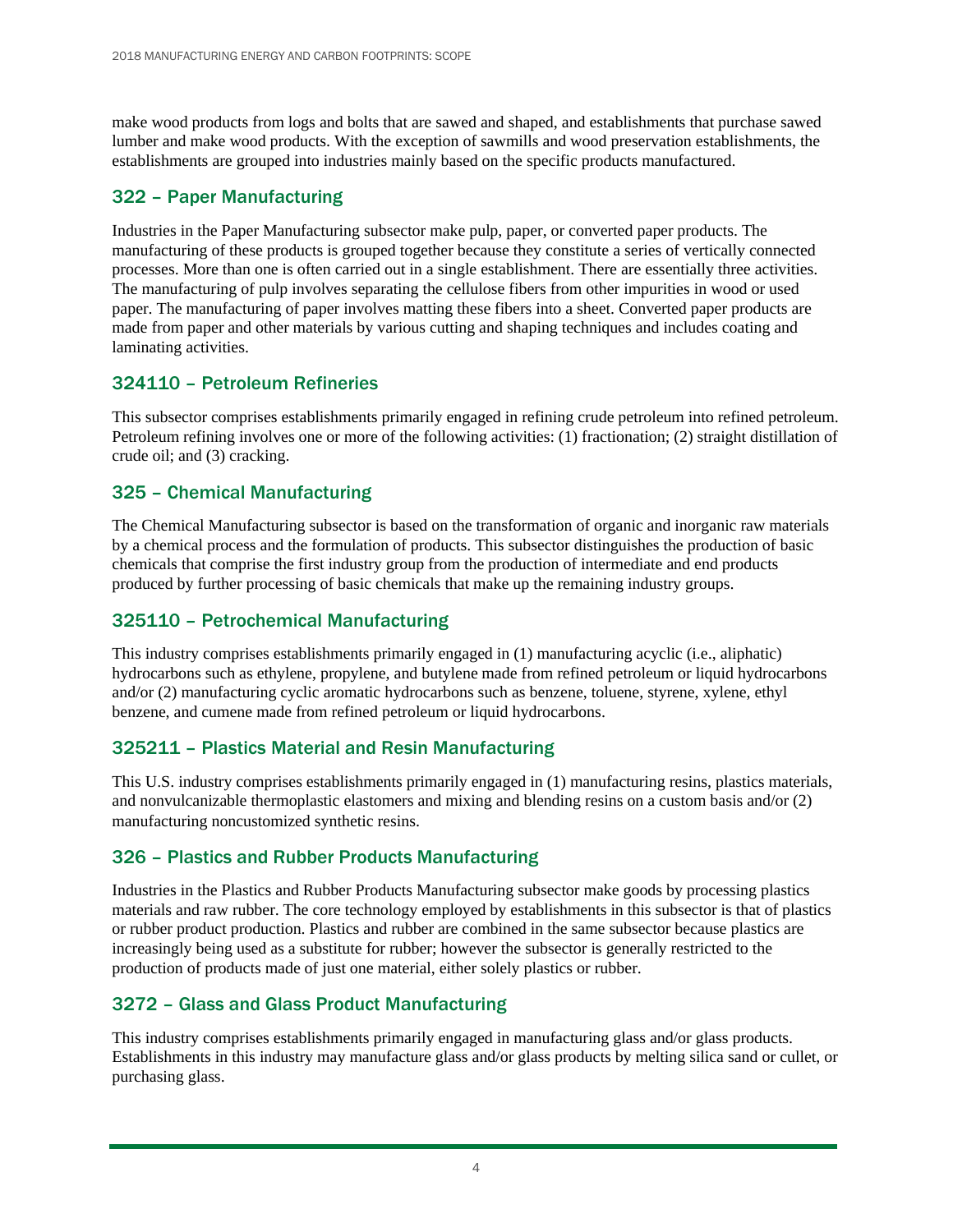make wood products from logs and bolts that are sawed and shaped, and establishments that purchase sawed lumber and make wood products. With the exception of sawmills and wood preservation establishments, the establishments are grouped into industries mainly based on the specific products manufactured.

### 322 – Paper Manufacturing

Industries in the Paper Manufacturing subsector make pulp, paper, or converted paper products. The manufacturing of these products is grouped together because they constitute a series of vertically connected processes. More than one is often carried out in a single establishment. There are essentially three activities. The manufacturing of pulp involves separating the cellulose fibers from other impurities in wood or used paper. The manufacturing of paper involves matting these fibers into a sheet. Converted paper products are made from paper and other materials by various cutting and shaping techniques and includes coating and laminating activities.

### 324110 – Petroleum Refineries

This subsector comprises establishments primarily engaged in refining crude petroleum into refined petroleum. Petroleum refining involves one or more of the following activities: (1) fractionation; (2) straight distillation of crude oil; and (3) cracking.

### 325 – Chemical Manufacturing

The Chemical Manufacturing subsector is based on the transformation of organic and inorganic raw materials by a chemical process and the formulation of products. This subsector distinguishes the production of basic chemicals that comprise the first industry group from the production of intermediate and end products produced by further processing of basic chemicals that make up the remaining industry groups.

### 325110 – Petrochemical Manufacturing

This industry comprises establishments primarily engaged in (1) manufacturing acyclic (i.e., aliphatic) hydrocarbons such as ethylene, propylene, and butylene made from refined petroleum or liquid hydrocarbons and/or (2) manufacturing cyclic aromatic hydrocarbons such as benzene, toluene, styrene, xylene, ethyl benzene, and cumene made from refined petroleum or liquid hydrocarbons.

### 325211 – Plastics Material and Resin Manufacturing

This U.S. industry comprises establishments primarily engaged in (1) manufacturing resins, plastics materials, and nonvulcanizable thermoplastic elastomers and mixing and blending resins on a custom basis and/or (2) manufacturing noncustomized synthetic resins.

### 326 – Plastics and Rubber Products Manufacturing

Industries in the Plastics and Rubber Products Manufacturing subsector make goods by processing plastics materials and raw rubber. The core technology employed by establishments in this subsector is that of plastics or rubber product production. Plastics and rubber are combined in the same subsector because plastics are increasingly being used as a substitute for rubber; however the subsector is generally restricted to the production of products made of just one material, either solely plastics or rubber.

### 3272 – Glass and Glass Product Manufacturing

This industry comprises establishments primarily engaged in manufacturing glass and/or glass products. Establishments in this industry may manufacture glass and/or glass products by melting silica sand or cullet, or purchasing glass.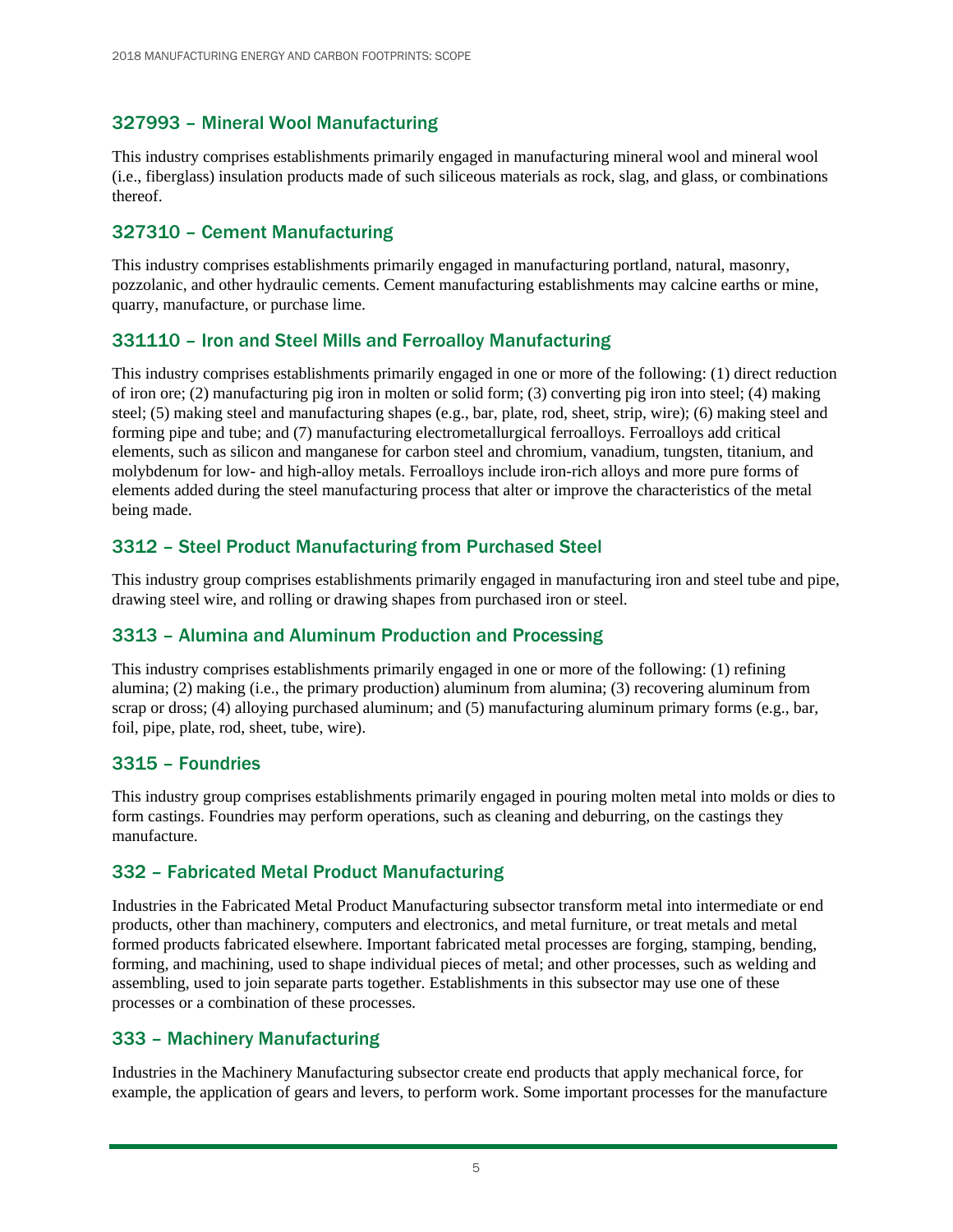### 327993 – Mineral Wool Manufacturing

This industry comprises establishments primarily engaged in manufacturing mineral wool and mineral wool (i.e., fiberglass) insulation products made of such siliceous materials as rock, slag, and glass, or combinations thereof.

### 327310 – Cement Manufacturing

This industry comprises establishments primarily engaged in manufacturing portland, natural, masonry, pozzolanic, and other hydraulic cements. Cement manufacturing establishments may calcine earths or mine, quarry, manufacture, or purchase lime.

### 331110 – Iron and Steel Mills and Ferroalloy Manufacturing

This industry comprises establishments primarily engaged in one or more of the following: (1) direct reduction of iron ore; (2) manufacturing pig iron in molten or solid form; (3) converting pig iron into steel; (4) making steel; (5) making steel and manufacturing shapes (e.g., bar, plate, rod, sheet, strip, wire); (6) making steel and forming pipe and tube; and (7) manufacturing electrometallurgical ferroalloys. Ferroalloys add critical elements, such as silicon and manganese for carbon steel and chromium, vanadium, tungsten, titanium, and molybdenum for low- and high-alloy metals. Ferroalloys include iron-rich alloys and more pure forms of elements added during the steel manufacturing process that alter or improve the characteristics of the metal being made.

### 3312 – Steel Product Manufacturing from Purchased Steel

This industry group comprises establishments primarily engaged in manufacturing iron and steel tube and pipe, drawing steel wire, and rolling or drawing shapes from purchased iron or steel.

### 3313 – Alumina and Aluminum Production and Processing

This industry comprises establishments primarily engaged in one or more of the following: (1) refining alumina; (2) making (i.e., the primary production) aluminum from alumina; (3) recovering aluminum from scrap or dross; (4) alloying purchased aluminum; and (5) manufacturing aluminum primary forms (e.g., bar, foil, pipe, plate, rod, sheet, tube, wire).

### 3315 – Foundries

This industry group comprises establishments primarily engaged in pouring molten metal into molds or dies to form castings. Foundries may perform operations, such as cleaning and deburring, on the castings they manufacture.

### 332 – Fabricated Metal Product Manufacturing

Industries in the Fabricated Metal Product Manufacturing subsector transform metal into intermediate or end products, other than machinery, computers and electronics, and metal furniture, or treat metals and metal formed products fabricated elsewhere. Important fabricated metal processes are forging, stamping, bending, forming, and machining, used to shape individual pieces of metal; and other processes, such as welding and assembling, used to join separate parts together. Establishments in this subsector may use one of these processes or a combination of these processes.

### 333 – Machinery Manufacturing

Industries in the Machinery Manufacturing subsector create end products that apply mechanical force, for example, the application of gears and levers, to perform work. Some important processes for the manufacture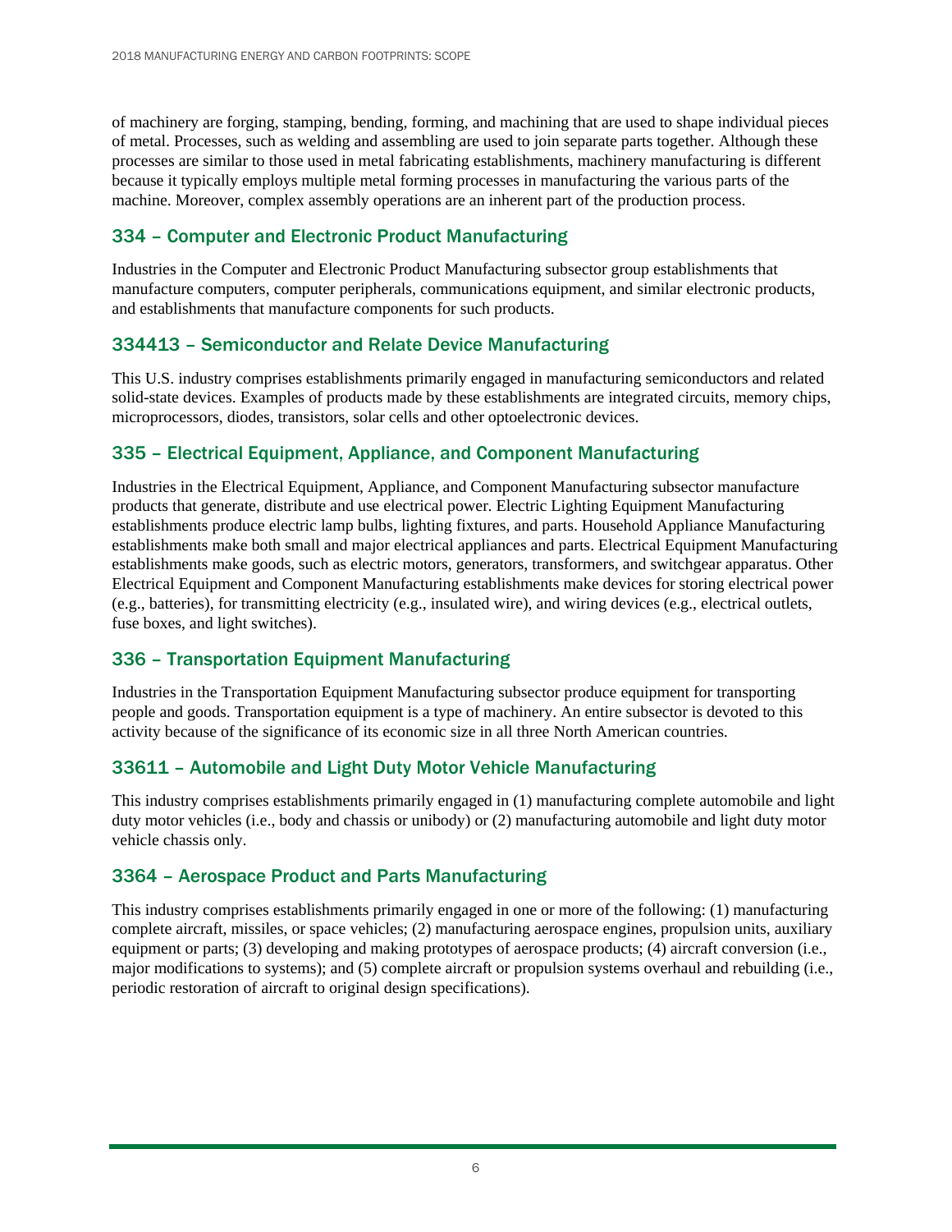of machinery are forging, stamping, bending, forming, and machining that are used to shape individual pieces of metal. Processes, such as welding and assembling are used to join separate parts together. Although these processes are similar to those used in metal fabricating establishments, machinery manufacturing is different because it typically employs multiple metal forming processes in manufacturing the various parts of the machine. Moreover, complex assembly operations are an inherent part of the production process.

## 334 – Computer and Electronic Product Manufacturing

Industries in the Computer and Electronic Product Manufacturing subsector group establishments that manufacture computers, computer peripherals, communications equipment, and similar electronic products, and establishments that manufacture components for such products.

## 334413 – Semiconductor and Relate Device Manufacturing

This U.S. industry comprises establishments primarily engaged in manufacturing semiconductors and related solid-state devices. Examples of products made by these establishments are integrated circuits, memory chips, microprocessors, diodes, transistors, solar cells and other optoelectronic devices.

## 335 – Electrical Equipment, Appliance, and Component Manufacturing

Industries in the Electrical Equipment, Appliance, and Component Manufacturing subsector manufacture products that generate, distribute and use electrical power. Electric Lighting Equipment Manufacturing establishments produce electric lamp bulbs, lighting fixtures, and parts. Household Appliance Manufacturing establishments make both small and major electrical appliances and parts. Electrical Equipment Manufacturing establishments make goods, such as electric motors, generators, transformers, and switchgear apparatus. Other Electrical Equipment and Component Manufacturing establishments make devices for storing electrical power (e.g., batteries), for transmitting electricity (e.g., insulated wire), and wiring devices (e.g., electrical outlets, fuse boxes, and light switches).

## 336 – Transportation Equipment Manufacturing

Industries in the Transportation Equipment Manufacturing subsector produce equipment for transporting people and goods. Transportation equipment is a type of machinery. An entire subsector is devoted to this activity because of the significance of its economic size in all three North American countries.

## 33611 – Automobile and Light Duty Motor Vehicle Manufacturing

This industry comprises establishments primarily engaged in (1) manufacturing complete automobile and light duty motor vehicles (i.e., body and chassis or unibody) or (2) manufacturing automobile and light duty motor vehicle chassis only.

## 3364 – Aerospace Product and Parts Manufacturing

This industry comprises establishments primarily engaged in one or more of the following: (1) manufacturing complete aircraft, missiles, or space vehicles; (2) manufacturing aerospace engines, propulsion units, auxiliary equipment or parts; (3) developing and making prototypes of aerospace products; (4) aircraft conversion (i.e., major modifications to systems); and (5) complete aircraft or propulsion systems overhaul and rebuilding (i.e., periodic restoration of aircraft to original design specifications).